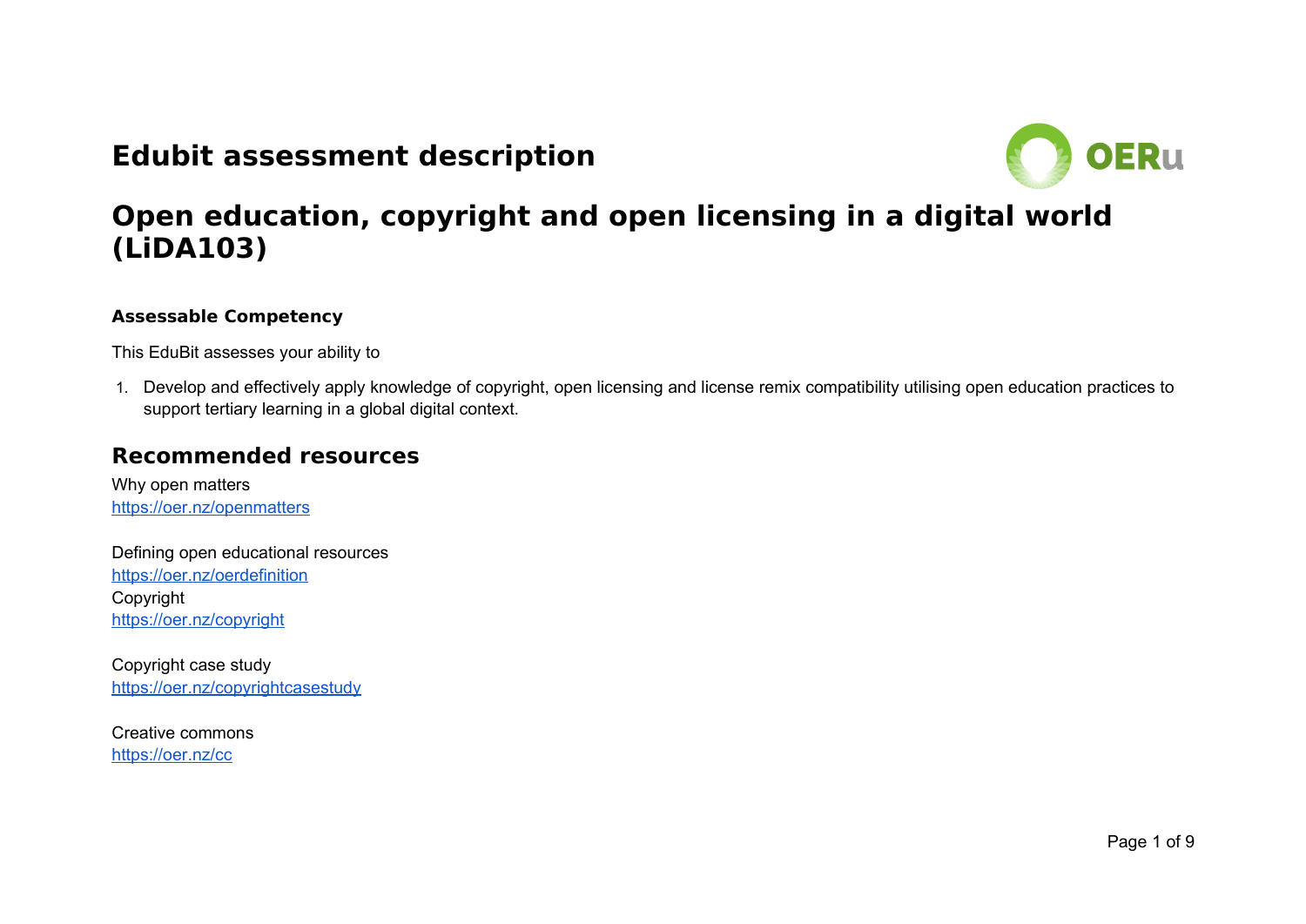# Edubit assessment description

# Open education, copyright and open licensing in a digital world (LiDA103)

### Assessable Competency

This EduBit assesses your ability to

1. Develop and effectively apply knowledge of copyright, open licensing and license remix compatibility utilising open education practices to support tertiary learning in a global digital context.

## Recommended resources

Why open matters
https://oer.nz/openmatters

Defining open educational resources
https://oer.nz/oerdefinition
Copyright
https://oer.nz/copyright

Copyright case study
https://oer.nz/copyrightcasestudy

Creative commons
https://oer.nz/cc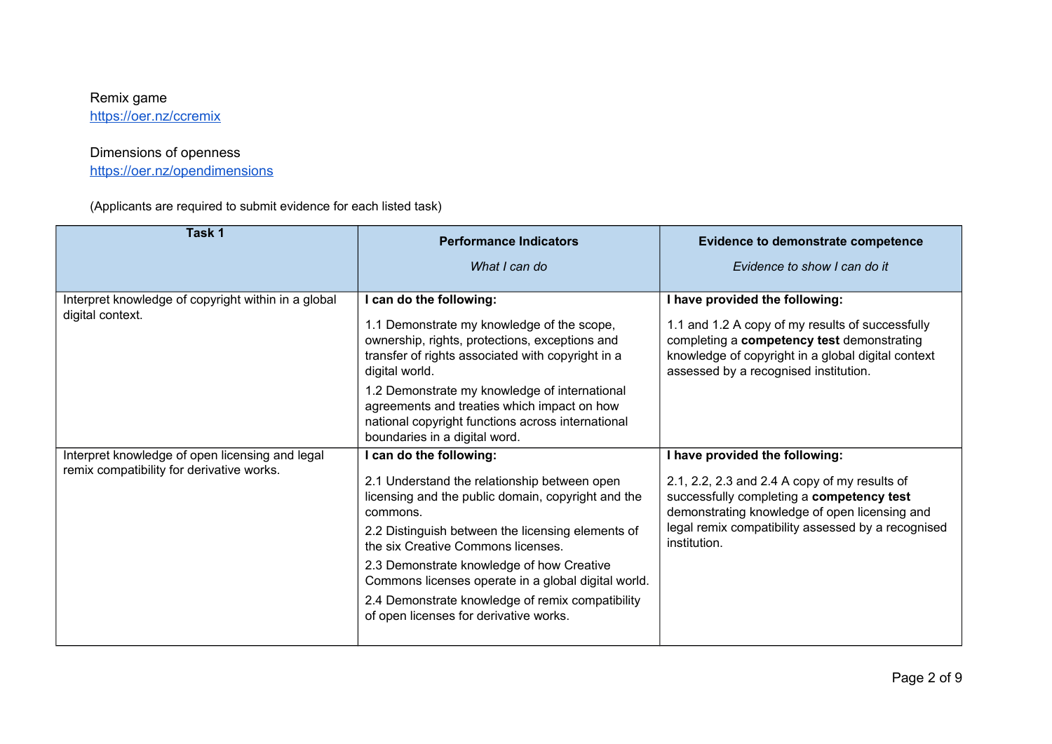Remix game
https://oer.nz/ccremix

Dimensions of openness
https://oer.nz/opendimensions

(Applicants are required to submit evidence for each listed task)

| **Task 1** | **Performance Indicators**<br><br>*What I can do* | **Evidence to demonstrate competence**<br><br>*Evidence to show I can do it* |
|---|---|---|
| Interpret knowledge of copyright within in a global digital context. | **I can do the following:**<br><br>1.1 Demonstrate my knowledge of the scope, ownership, rights, protections, exceptions and transfer of rights associated with copyright in a digital world.<br><br>1.2 Demonstrate my knowledge of international agreements and treaties which impact on how national copyright functions across international boundaries in a digital word. | **I have provided the following:**<br><br>1.1 and 1.2 A copy of my results of successfully completing a **competency test** demonstrating knowledge of copyright in a global digital context assessed by a recognised institution. |
| Interpret knowledge of open licensing and legal remix compatibility for derivative works. | **I can do the following:**<br><br>2.1 Understand the relationship between open licensing and the public domain, copyright and the commons.<br><br>2.2 Distinguish between the licensing elements of the six Creative Commons licenses.<br><br>2.3 Demonstrate knowledge of how Creative Commons licenses operate in a global digital world.<br><br>2.4 Demonstrate knowledge of remix compatibility of open licenses for derivative works. | **I have provided the following:**<br><br>2.1, 2.2, 2.3 and 2.4 A copy of my results of successfully completing a **competency test** demonstrating knowledge of open licensing and legal remix compatibility assessed by a recognised institution. |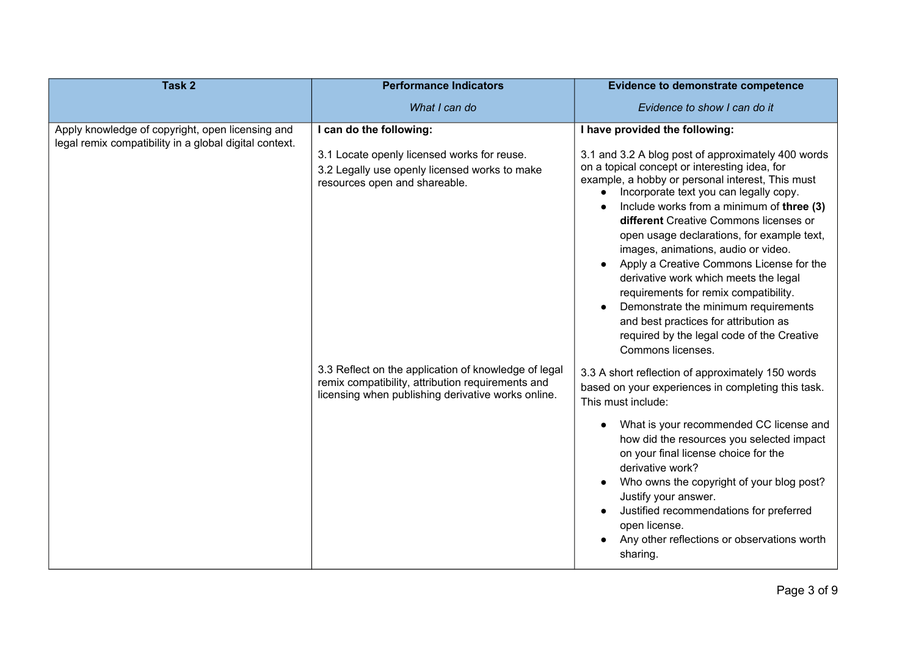| Task 2 | Performance Indicators<br>*What I can do* | Evidence to demonstrate competence<br>*Evidence to show I can do it* |
|---|---|---|
| Apply knowledge of copyright, open licensing and legal remix compatibility in a global digital context. | **I can do the following:**<br>3.1 Locate openly licensed works for reuse.<br>3.2 Legally use openly licensed works to make resources open and shareable. | **I have provided the following:**<br>3.1 and 3.2 A blog post of approximately 400 words on a topical concept or interesting idea, for example, a hobby or personal interest, This must<br>● Incorporate text you can legally copy.<br>● Include works from a minimum of **three (3) different** Creative Commons licenses or open usage declarations, for example text, images, animations, audio or video.<br>● Apply a Creative Commons License for the derivative work which meets the legal requirements for remix compatibility.<br>● Demonstrate the minimum requirements and best practices for attribution as required by the legal code of the Creative Commons licenses. |
| | 3.3 Reflect on the application of knowledge of legal remix compatibility, attribution requirements and licensing when publishing derivative works online. | 3.3 A short reflection of approximately 150 words based on your experiences in completing this task. This must include:<br>● What is your recommended CC license and how did the resources you selected impact on your final license choice for the derivative work?<br>● Who owns the copyright of your blog post? Justify your answer.<br>● Justified recommendations for preferred open license.<br>● Any other reflections or observations worth sharing. |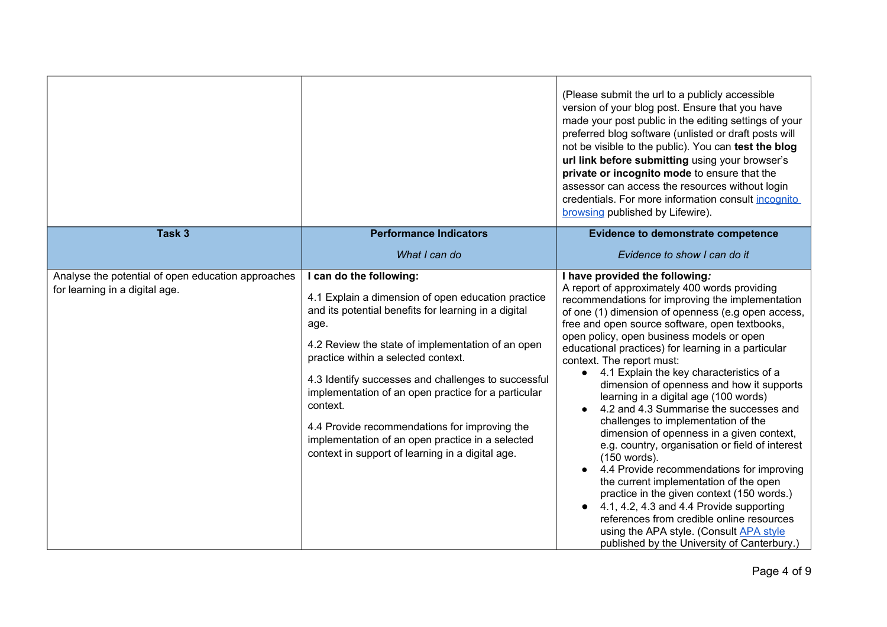| | | |
|---|---|---|
| | | (Please submit the url to a publicly accessible version of your blog post. Ensure that you have made your post public in the editing settings of your preferred blog software (unlisted or draft posts will not be visible to the public). You can **test the blog url link before submitting** using your browser's **private or incognito mode** to ensure that the assessor can access the resources without login credentials. For more information consult [incognito browsing] published by Lifewire). |
| **Task 3** | **Performance Indicators**<br><br>*What I can do* | **Evidence to demonstrate competence**<br><br>*Evidence to show I can do it* |
| Analyse the potential of open education approaches for learning in a digital age. | **I can do the following:**<br><br>4.1 Explain a dimension of open education practice and its potential benefits for learning in a digital age.<br><br>4.2 Review the state of implementation of an open practice within a selected context.<br><br>4.3 Identify successes and challenges to successful implementation of an open practice for a particular context.<br><br>4.4 Provide recommendations for improving the implementation of an open practice in a selected context in support of learning in a digital age. | **I have provided the following*:***<br>A report of approximately 400 words providing recommendations for improving the implementation of one (1) dimension of openness (e.g open access, free and open source software, open textbooks, open policy, open business models or open educational practices) for learning in a particular context. The report must:<br>● 4.1 Explain the key characteristics of a dimension of openness and how it supports learning in a digital age (100 words)<br>● 4.2 and 4.3 Summarise the successes and challenges to implementation of the dimension of openness in a given context, e.g. country, organisation or field of interest (150 words).<br>● 4.4 Provide recommendations for improving the current implementation of the open practice in the given context (150 words.)<br>● 4.1, 4.2, 4.3 and 4.4 Provide supporting references from credible online resources using the APA style. (Consult [APA style] published by the University of Canterbury.) |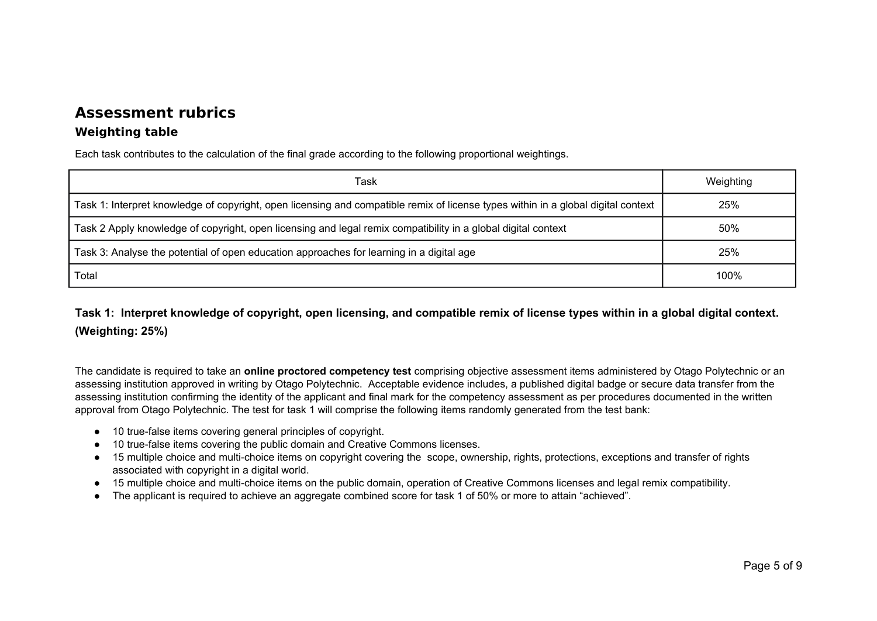# Assessment rubrics

## Weighting table

Each task contributes to the calculation of the final grade according to the following proportional weightings.

| Task | Weighting |
|---|---|
| Task 1: Interpret knowledge of copyright, open licensing and compatible remix of license types within in a global digital context | 25% |
| Task 2 Apply knowledge of copyright, open licensing and legal remix compatibility in a global digital context | 50% |
| Task 3: Analyse the potential of open education approaches for learning in a digital age | 25% |
| Total | 100% |

### Task 1: Interpret knowledge of copyright, open licensing, and compatible remix of license types within in a global digital context. (Weighting: 25%)

The candidate is required to take an **online proctored competency test** comprising objective assessment items administered by Otago Polytechnic or an assessing institution approved in writing by Otago Polytechnic. Acceptable evidence includes, a published digital badge or secure data transfer from the assessing institution confirming the identity of the applicant and final mark for the competency assessment as per procedures documented in the written approval from Otago Polytechnic. The test for task 1 will comprise the following items randomly generated from the test bank:

- 10 true-false items covering general principles of copyright.
- 10 true-false items covering the public domain and Creative Commons licenses.
- 15 multiple choice and multi-choice items on copyright covering the scope, ownership, rights, protections, exceptions and transfer of rights associated with copyright in a digital world.
- 15 multiple choice and multi-choice items on the public domain, operation of Creative Commons licenses and legal remix compatibility.
- The applicant is required to achieve an aggregate combined score for task 1 of 50% or more to attain "achieved".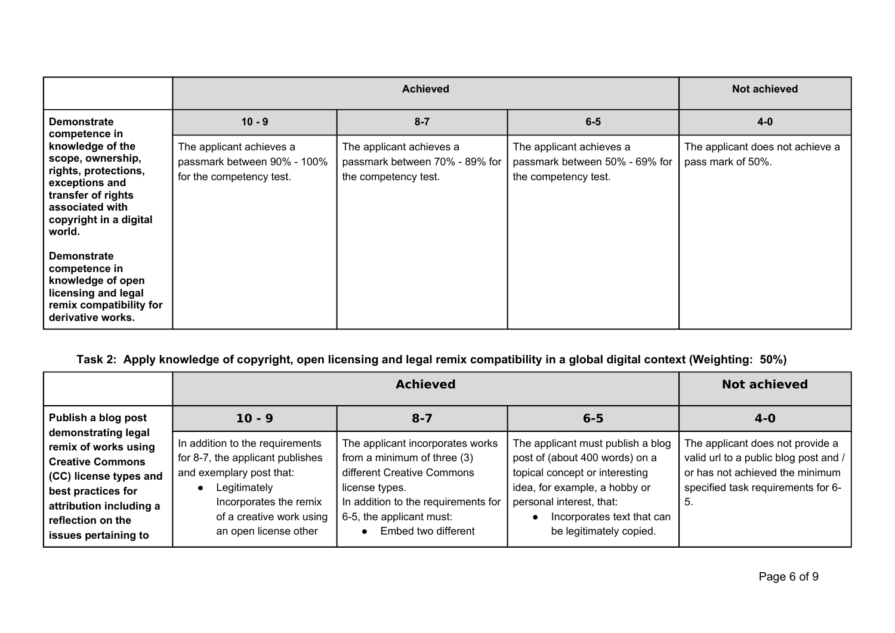| | Achieved | | | Not achieved |
|---|---|---|---|---|
| | **10 - 9** | **8-7** | **6-5** | **4-0** |
| **Demonstrate competence in knowledge of the scope, ownership, rights, protections, exceptions and transfer of rights associated with copyright in a digital world.**<br><br>**Demonstrate competence in knowledge of open licensing and legal remix compatibility for derivative works.** | The applicant achieves a passmark between 90% - 100% for the competency test. | The applicant achieves a passmark between 70% - 89% for the competency test. | The applicant achieves a passmark between 50% - 69% for the competency test. | The applicant does not achieve a pass mark of 50%. |

### Task 2: Apply knowledge of copyright, open licensing and legal remix compatibility in a global digital context (Weighting: 50%)

| | Achieved | | | Not achieved |
|---|---|---|---|---|
| | **10 - 9** | **8-7** | **6-5** | **4-0** |
| **Publish a blog post demonstrating legal remix of works using Creative Commons (CC) license types and best practices for attribution including a reflection on the issues pertaining to** | In addition to the requirements for 8-7, the applicant publishes and exemplary post that:<br>● Legitimately Incorporates the remix of a creative work using an open license other | The applicant incorporates works from a minimum of three (3) different Creative Commons license types.<br>In addition to the requirements for 6-5, the applicant must:<br>● Embed two different | The applicant must publish a blog post of (about 400 words) on a topical concept or interesting idea, for example, a hobby or personal interest, that:<br>● Incorporates text that can be legitimately copied. | The applicant does not provide a valid url to a public blog post and / or has not achieved the minimum specified task requirements for 6-5. |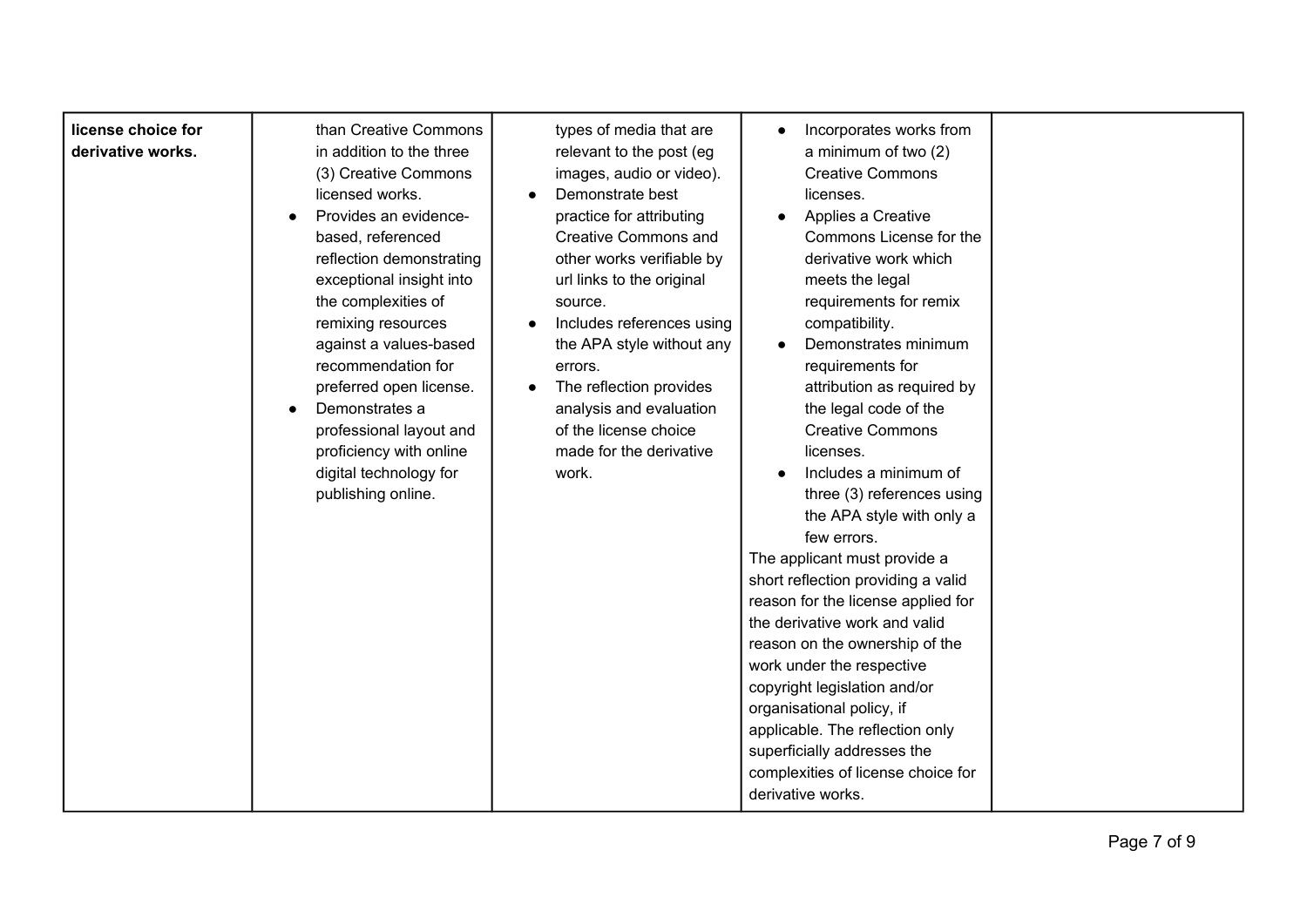| | | | | |
|---|---|---|---|---|
| **license choice for derivative works.** | than Creative Commons in addition to the three (3) Creative Commons licensed works.<br>● Provides an evidence-based, referenced reflection demonstrating exceptional insight into the complexities of remixing resources against a values-based recommendation for preferred open license.<br>● Demonstrates a professional layout and proficiency with online digital technology for publishing online. | types of media that are relevant to the post (eg images, audio or video).<br>● Demonstrate best practice for attributing Creative Commons and other works verifiable by url links to the original source.<br>● Includes references using the APA style without any errors.<br>● The reflection provides analysis and evaluation of the license choice made for the derivative work. | ● Incorporates works from a minimum of two (2) Creative Commons licenses.<br>● Applies a Creative Commons License for the derivative work which meets the legal requirements for remix compatibility.<br>● Demonstrates minimum requirements for attribution as required by the legal code of the Creative Commons licenses.<br>● Includes a minimum of three (3) references using the APA style with only a few errors.<br>The applicant must provide a short reflection providing a valid reason for the license applied for the derivative work and valid reason on the ownership of the work under the respective copyright legislation and/or organisational policy, if applicable. The reflection only superficially addresses the complexities of license choice for derivative works. | |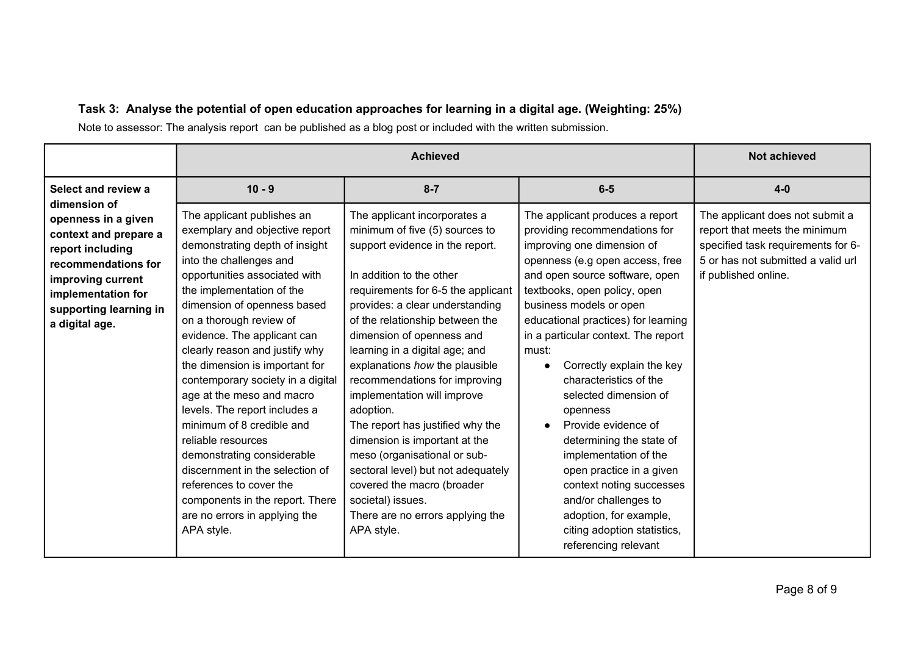**Task 3: Analyse the potential of open education approaches for learning in a digital age. (Weighting: 25%)**

Note to assessor: The analysis report can be published as a blog post or included with the written submission.

| | Achieved | | | Not achieved |
|---|---|---|---|---|
| **Select and review a dimension of openness in a given context and prepare a report including recommendations for improving current implementation for supporting learning in a digital age.** | **10 - 9** | **8-7** | **6-5** | **4-0** |
| | The applicant publishes an exemplary and objective report demonstrating depth of insight into the challenges and opportunities associated with the implementation of the dimension of openness based on a thorough review of evidence. The applicant can clearly reason and justify why the dimension is important for contemporary society in a digital age at the meso and macro levels. The report includes a minimum of 8 credible and reliable resources demonstrating considerable discernment in the selection of references to cover the components in the report. There are no errors in applying the APA style. | The applicant incorporates a minimum of five (5) sources to support evidence in the report.<br><br>In addition to the other requirements for 6-5 the applicant provides: a clear understanding of the relationship between the dimension of openness and learning in a digital age; and explanations *how* the plausible recommendations for improving implementation will improve adoption.<br>The report has justified why the dimension is important at the meso (organisational or sub-sectoral level) but not adequately covered the macro (broader societal) issues.<br>There are no errors applying the APA style. | The applicant produces a report providing recommendations for improving one dimension of openness (e.g open access, free and open source software, open textbooks, open policy, open business models or open educational practices) for learning in a particular context. The report must:<br>● Correctly explain the key characteristics of the selected dimension of openness<br>● Provide evidence of determining the state of implementation of the open practice in a given context noting successes and/or challenges to adoption, for example, citing adoption statistics, referencing relevant | The applicant does not submit a report that meets the minimum specified task requirements for 6-5 or has not submitted a valid url if published online. |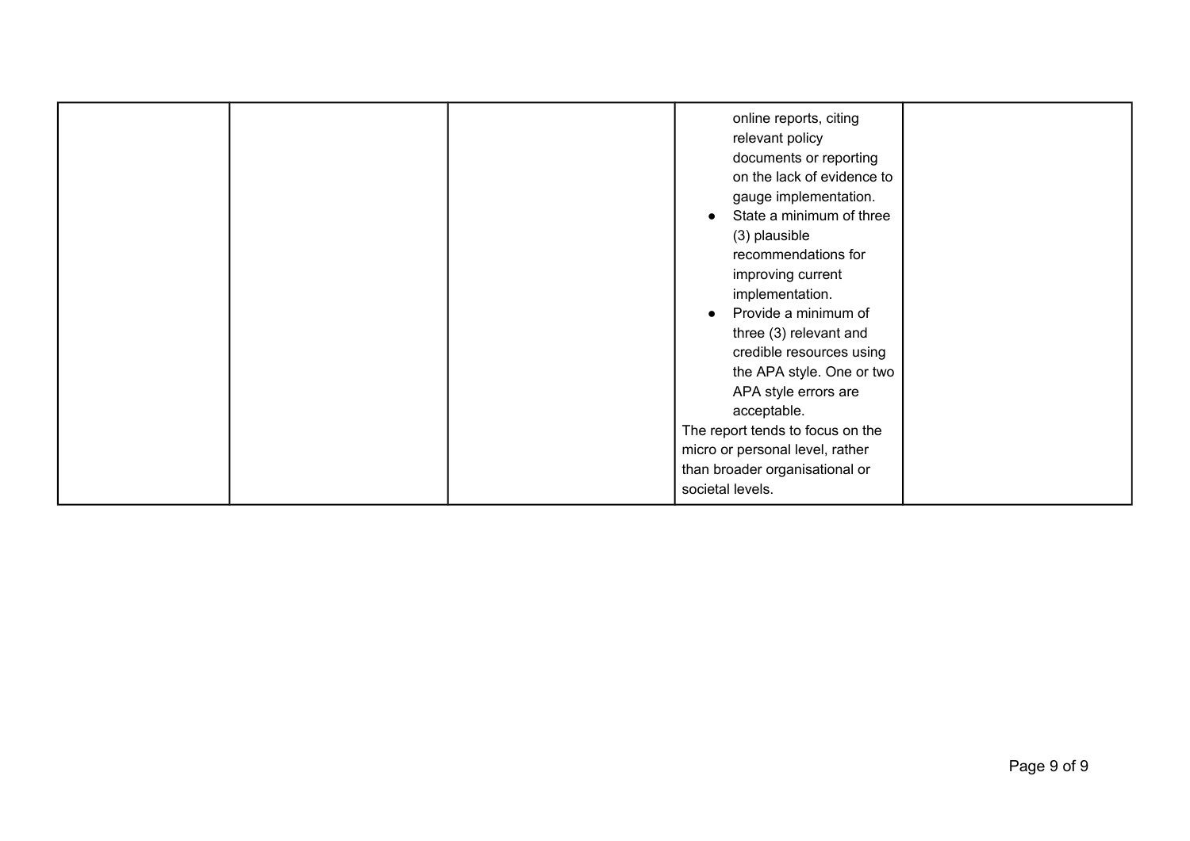| | | | | |
|---|---|---|---|---|
| | | | online reports, citing relevant policy documents or reporting on the lack of evidence to gauge implementation.<br>● State a minimum of three (3) plausible recommendations for improving current implementation.<br>● Provide a minimum of three (3) relevant and credible resources using the APA style. One or two APA style errors are acceptable.<br>The report tends to focus on the micro or personal level, rather than broader organisational or societal levels. | |